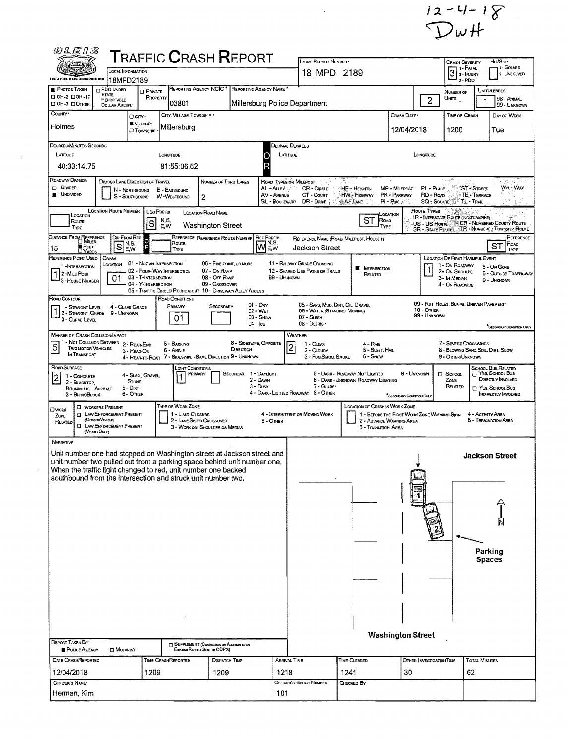12-4-18
DWH

# TRAFFIC CRASH REPORT

| Field | Value |
|---|---|
| Local Information | 18MPD2189 |
| Local Report Number | 18 MPD 2189 |
| Crash Severity | 3 (1 - Fatal, 2 - Injury, 3 - PDO) |
| Hit/Skip | 1 - Solved, 2 - Unsolved |
| Photos Taken | OH-2, OH-1P, OH-3, Other |
| PDO Under State Reportable Dollar Amount | |
| Private Property | |
| Reporting Agency NCIC | 03801 |
| Reporting Agency Name | Millersburg Police Department |
| Number of Units | 2 |
| Unit in Error | 1 (98 - Animal, 99 - Unknown) |
| County | Holmes |
| City, Village, Township | Village: Millersburg |
| Crash Date | 12/04/2018 |
| Time of Crash | 1200 |
| Day of Week | Tue |

## Location

| Field | Value |
|---|---|
| Latitude (Degrees/Minutes/Seconds) | 40:33:14.75 |
| Longitude (Degrees/Minutes/Seconds) | 81:55:06.62 |
| Roadway Division | Undivided |
| Divided Lane Direction of Travel | N - Northbound, E - Eastbound, S - Southbound, W - Westbound |
| Number of Thru Lanes | 2 |
| Location Route Number | |
| Loc Prefix | S |
| Location Road Name | Washington Street |
| Location Road Type | ST |
| Distance From Reference | 15 Feet |
| Dir From Ref | S |
| Reference Route Number | |
| Ref Prefix | W |
| Reference Name (Road, Milepost, House #) | Jackson Street |
| Reference Road Type | ST |
| Reference Point Used | 1 - Intersection |
| Crash Location | 01 - Not an Intersection |
| Intersection Related | ■ |
| Location of First Harmful Event | 1 - On Roadway |

Road Types: AL - Alley, AV - Avenue, BL - Boulevard, CR - Circle, CT - Court, DR - Drive, HE - Heights, HW - Highway, LA - Lane, MP - Milepost, PK - Parkway, PI - Pike, PL - Place, RD - Road, SQ - Square, ST - Street, TE - Terrace, TL - Trail, WA - Way

Route Types: IR - Interstate Route (inc. Turnpike), US - US Route, SR - State Route, CR - Numbered County Route, TR - Numbered Township Route

## Conditions

| Field | Value |
|---|---|
| Road Contour | 1 - Straight Level |
| Road Conditions (Primary) | 01 - Dry |
| Road Conditions (Secondary) | |
| Manner of Crash Collision/Impact | 5 - Backing |
| Weather | 2 - Cloudy |
| Road Surface | 2 - Blacktop, Bituminous, Asphalt |
| Light Conditions (Primary) | 1 - Daylight |
| Light Conditions (Secondary) | |
| School Zone Related | |
| School Bus Related | |
| Work Zone Related | |
| Type of Work Zone | |
| Location of Crash in Work Zone | |

## Narrative

Unit number one had stopped on Washington street at Jackson street and unit number two pulled out from a parking space behind unit number one. When the traffic light changed to red, unit number one backed southbound from the intersection and struck unit number two.

Diagram labels: Jackson Street; Parking Spaces; Washington Street; N

## Report Information

| Field | Value |
|---|---|
| Report Taken By | Police Agency |
| Supplement | |
| Date Crash Reported | 12/04/2018 |
| Time Crash Reported | 1209 |
| Dispatch Time | 1209 |
| Arrival Time | 1218 |
| Time Cleared | 1241 |
| Other Investigation Time | 30 |
| Total Minutes | 62 |
| Officer's Name | Herman, Kim |
| Officer's Badge Number | 101 |
| Checked By | |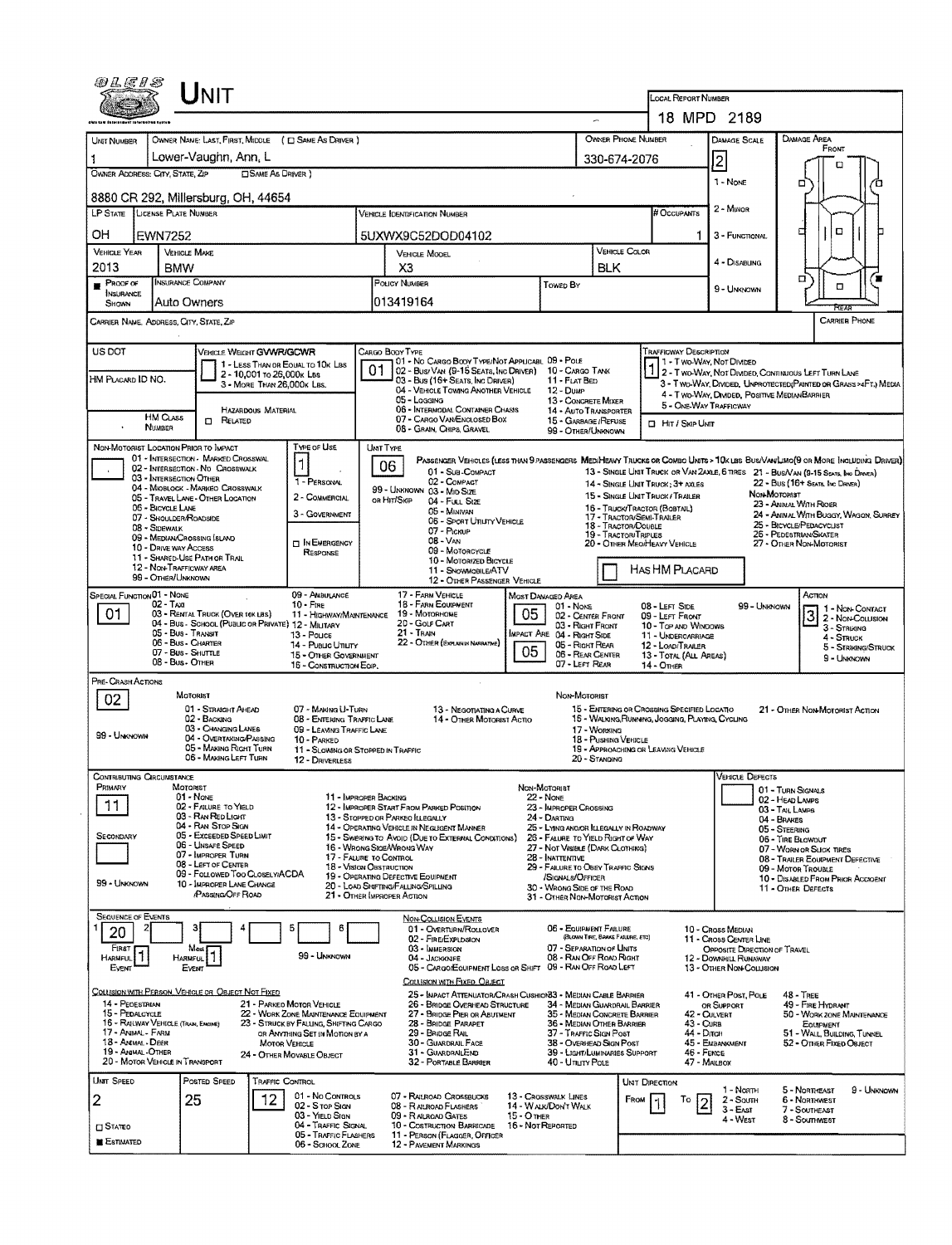# UNIT

**Local Report Number:** 18 MPD 2189

| Unit Number | Owner Name: Last, First, Middle (☐ Same as Driver) | Owner Phone Number | Damage Scale | Damage Area |
|---|---|---|---|---|
| 1 | Lower-Vaughn, Ann, L | 330-674-2076 | 2 | Front |

**Owner Address: City, State, Zip** (☐ Same as Driver): 8880 CR 292, Millersburg, OH, 44654

Damage Scale: 1 - None, 2 - Minor, 3 - Functional, 4 - Disabling, 9 - Unknown

| LP State | License Plate Number | Vehicle Identification Number | # Occupants |
|---|---|---|---|
| OH | EWN7252 | 5UXWX9C52DOD04102 | 1 |

| Vehicle Year | Vehicle Make | Vehicle Model | Vehicle Color |
|---|---|---|---|
| 2013 | BMW | X3 | BLK |

| Proof of Insurance Shown | Insurance Company | Policy Number | Towed By |
|---|---|---|---|
| ■ | Auto Owners | 013419164 | |

**Carrier Name, Address, City, State, Zip:**

**Carrier Phone:**

**US DOT:**

**Vehicle Weight GVWR/GCWR:** 1 - Less Than or Equal to 10k Lbs; 2 - 10,001 to 26,000k Lbs; 3 - More Than 26,000k Lbs.

**HM Placard ID No.:**

**HM Class Number:** ☐ Related — Hazardous Material

**Cargo Body Type:** 01
01 - No Cargo Body Type/Not Applicable; 02 - Bus/Van (9-15 Seats, Inc Driver); 03 - Bus (16+ Seats, Inc Driver); 04 - Vehicle Towing Another Vehicle; 05 - Logging; 06 - Intermodal Container Chassis; 07 - Cargo Van/Enclosed Box; 08 - Grain, Chips, Gravel; 09 - Pole; 10 - Cargo Tank; 11 - Flat Bed; 12 - Dump; 13 - Concrete Mixer; 14 - Auto Transporter; 15 - Garbage/Refuse; 99 - Other/Unknown

**Trafficway Description:** 1
1 - Two-Way, Not Divided; 2 - Two-Way, Not Divided, Continuous Left Turn Lane; 3 - Two-Way, Divided, Unprotected (Painted or Grass >4Ft.) Media; 4 - Two-Way, Divided, Positive Median Barrier; 5 - One-Way Trafficway

☐ Hit / Skip Unit

**Non-Motorist Location Prior to Impact:**
01 - Intersection - Marked Crosswalk; 02 - Intersection - No Crosswalk; 03 - Intersection Other; 04 - Midblock - Marked Crosswalk; 05 - Travel Lane - Other Location; 06 - Bicycle Lane; 07 - Shoulder/Roadside; 08 - Sidewalk; 09 - Median/Crossing Island; 10 - Drive Way Access; 11 - Shared-Use Path or Trail; 12 - Non-Trafficway Area; 99 - Other/Unknown

**Type of Use:** 1
1 - Personal; 2 - Commercial; 3 - Government; ☐ In Emergency Response

**Unit Type:** 06
Passenger Vehicles (less than 9 passengers): 01 - Sub-Compact; 02 - Compact; 99 - Unknown; 03 - Mid Size; or Hit/Skip; 04 - Full Size; 05 - Minivan; 06 - Sport Utility Vehicle; 07 - Pickup; 08 - Van; 09 - Motorcycle; 10 - Motorized Bicycle; 11 - Snowmobile/ATV; 12 - Other Passenger Vehicle

Med/Heavy Trucks or Combo Units > 10k lbs Bus/Van/Limo (9 or More Including Driver): 13 - Single Unit Truck or Van 2axle, 6 Tires; 14 - Single Unit Truck; 3+ Axles; 15 - Single Unit Truck / Trailer; 16 - Truck/Tractor (Bobtail); 17 - Tractor/Semi-Trailer; 18 - Tractor/Double; 19 - Tractor/Triples; 20 - Other Med/Heavy Vehicle; 21 - Bus/Van (9-15 Seats, Inc Driver); 22 - Bus (16+ Seats, Inc Driver)

Non-Motorist: 23 - Animal With Rider; 24 - Animal With Buggy, Wagon, Surrey; 25 - Bicycle/Pedacyclist; 26 - Pedestrian/Skater; 27 - Other Non-Motorist

☐ Has HM Placard

**Special Function:** 01
01 - None; 02 - Taxi; 03 - Rental Truck (Over 10k lbs); 04 - Bus - School (Public or Private); 05 - Bus - Transit; 06 - Bus - Charter; 07 - Bus - Shuttle; 08 - Bus - Other; 09 - Ambulance; 10 - Fire; 11 - Highway/Maintenance; 12 - Military; 13 - Police; 14 - Public Utility; 15 - Other Government; 16 - Construction Eqip.; 17 - Farm Vehicle; 18 - Farm Equipment; 19 - Motorhome; 20 - Golf Cart; 21 - Train; 22 - Other (Explain in Narrative)

**Most Damaged Area:** 05
**Impact Are:** 05
01 - None; 02 - Center Front; 03 - Right Front; 04 - Right Side; 05 - Right Rear; 06 - Rear Center; 07 - Left Rear; 08 - Left Side; 09 - Left Front; 10 - Top and Windows; 11 - Undercarriage; 12 - Load/Trailer; 13 - Total (All Areas); 14 - Other; 99 - Unknown

**Action:** 3
1 - Non-Contact; 2 - Non-Collision; 3 - Striking; 4 - Struck; 5 - Striking/Struck; 9 - Unknown

**Pre-Crash Actions:** 02

Motorist: 01 - Straight Ahead; 02 - Backing; 03 - Changing Lanes; 04 - Overtaking/Passing; 05 - Making Right Turn; 06 - Making Left Turn; 07 - Making U-Turn; 08 - Entering Traffic Lane; 09 - Leaving Traffic Lane; 10 - Parked; 11 - Slowing or Stopped in Traffic; 12 - Driverless; 13 - Negotiating a Curve; 14 - Other Motorist Actio; 99 - Unknown

Non-Motorist: 15 - Entering or Crossing Specified Locatio; 16 - Walking, Running, Jogging, Playing, Cycling; 17 - Working; 18 - Pushing Vehicle; 19 - Approaching or Leaving Vehicle; 20 - Standing; 21 - Other Non-Motorist Action

**Contributing Circumstance**

Primary: 11
Secondary:

Motorist: 01 - None; 02 - Failure to Yield; 03 - Ran Red Light; 04 - Ran Stop Sign; 05 - Exceeded Speed Limit; 06 - Unsafe Speed; 07 - Improper Turn; 08 - Left of Center; 09 - Followed Too Closely/ACDA; 10 - Improper Lane Change /Passing/Off Road; 11 - Improper Backing; 12 - Improper Start From Parked Position; 13 - Stopped or Parked Illegally; 14 - Operating Vehicle in Negligent Manner; 15 - Swering to Avoid (Due to External Conditions); 16 - Wrong Side/Wrong Way; 17 - Failure to Control; 18 - Vision Obstruction; 19 - Operating Defective Equipment; 20 - Load Shifting/Falling/Spilling; 21 - Other Improper Action; 99 - Unknown

Non-Motorist: 22 - None; 23 - Improper Crossing; 24 - Darting; 25 - Lying and/or Illegally in Roadway; 26 - Failure to Yield Right of Way; 27 - Not Visible (Dark Clothing); 28 - Inattentive; 29 - Failure to Obey Traffic Signs /Signals/Officer; 30 - Wrong Side of the Road; 31 - Other Non-Motorist Action

**Vehicle Defects:** 01 - Turn Signals; 02 - Head Lamps; 03 - Tail Lamps; 04 - Brakes; 05 - Steering; 06 - Tire Blowout; 07 - Worn or Slick Tires; 08 - Trailer Equipment Defective; 09 - Motor Trouble; 10 - Disabled From Prior Accident; 11 - Other Defects

**Sequence of Events**

| 1 | 2 | 3 | 4 | 5 | 6 |
|---|---|---|---|---|---|
| 20 | | | | | |

First Harmful Event: 1
Most Harmful Event: 1
99 - Unknown

Non-Collision Events: 01 - Overturn/Rollover; 02 - Fire/Explosion; 03 - Immersion; 04 - Jackknife; 05 - Cargo/Equipment Loss or Shift; 06 - Equipment Failure (Blown Tire, Brake Failure, etc); 07 - Separation of Units; 08 - Ran Off Road Right; 09 - Ran Off Road Left; 10 - Cross Median; 11 - Cross Center Line Opposite Direction of Travel; 12 - Downhill Runaway; 13 - Other Non-Collision

Collision with Person, Vehicle or Object Not Fixed: 14 - Pedestrian; 15 - Pedalcycle; 16 - Railway Vehicle (Train, Engine); 17 - Animal - Farm; 18 - Animal - Deer; 19 - Animal - Other; 20 - Motor Vehicle in Transport; 21 - Parked Motor Vehicle; 22 - Work Zone Maintenance Equipment; 23 - Struck by Falling, Shifting Cargo or Anything Set in Motion by a Motor Vehicle; 24 - Other Movable Object

Collision with Fixed Object: 25 - Impact Attenuator/Crash Cushion; 26 - Bridge Overhead Structure; 27 - Bridge Pier or Abutment; 28 - Bridge Parapet; 29 - Bridge Rail; 30 - Guardrail Face; 31 - Guardrail End; 32 - Portable Barrier; 33 - Median Cable Barrier; 34 - Median Guardrail Barrier; 35 - Median Concrete Barrier; 36 - Median Other Barrier; 37 - Traffic Sign Post; 38 - Overhead Sign Post; 39 - Light/Luminaries Support; 40 - Utility Pole; 41 - Other Post, Pole or Support; 42 - Culvert; 43 - Curb; 44 - Ditch; 45 - Embankment; 46 - Fence; 47 - Mailbox; 48 - Tree; 49 - Fire Hydrant; 50 - Work Zone Maintenance Equipment; 51 - Wall, Building, Tunnel; 52 - Other Fixed Object

| Unit Speed | Posted Speed | Traffic Control |
|---|---|---|
| 2 | 25 | 12 |

☐ Stated
■ Estimated

Traffic Control: 01 - No Controls; 02 - Stop Sign; 03 - Yield Sign; 04 - Traffic Signal; 05 - Traffic Flashers; 06 - School Zone; 07 - Railroad Crossbucks; 08 - Railroad Flashers; 09 - Railroad Gates; 10 - Costruction Barricade; 11 - Person (Flagger, Officer); 12 - Pavement Markings; 13 - Crosswalk Lines; 14 - Walk/Don't Walk; 15 - Other; 16 - Not Reported

**Unit Direction:** From 1 To 2
1 - North; 2 - South; 3 - East; 4 - West; 5 - Northeast; 6 - Northwest; 7 - Southeast; 8 - Southwest; 9 - Unknown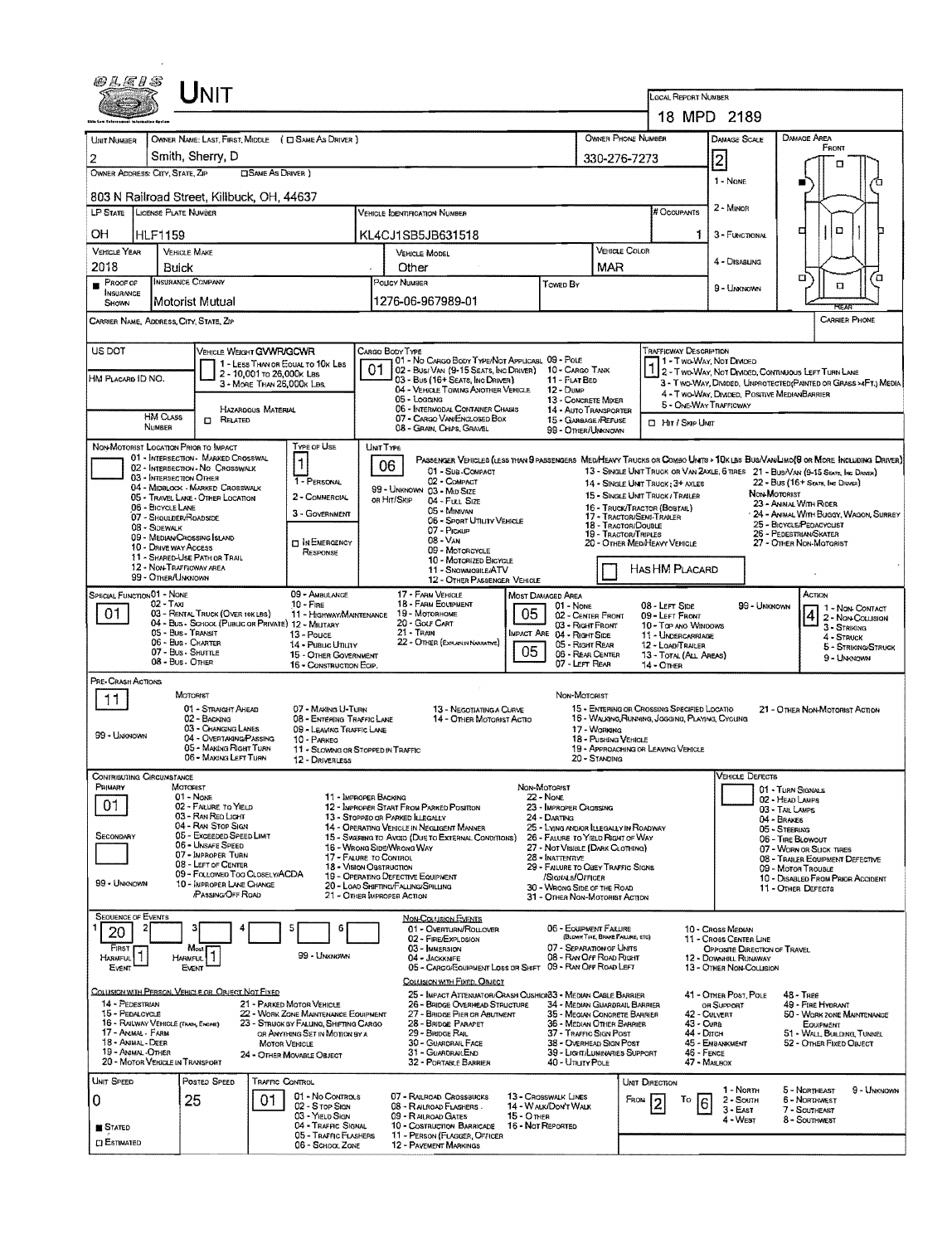# UNIT

**LOCAL REPORT NUMBER:** 18 MPD 2189

| UNIT NUMBER | OWNER NAME: LAST, FIRST, MIDDLE (☐ SAME AS DRIVER) | OWNER PHONE NUMBER | DAMAGE SCALE | DAMAGE AREA |
|---|---|---|---|---|
| 2 | Smith, Sherry, D | 330-276-7273 | 2 | FRONT / REAR |

**OWNER ADDRESS: CITY, STATE, ZIP** (☐ SAME AS DRIVER): 803 N Railroad Street, Killbuck, OH, 44637

Damage Scale: 1 - None; 2 - Minor; 3 - Functional; 4 - Disabling; 9 - Unknown

| LP STATE | LICENSE PLATE NUMBER | VEHICLE IDENTIFICATION NUMBER | # OCCUPANTS |
|---|---|---|---|
| OH | HLF1159 | KL4CJ1SB5JB631518 | 1 |

| VEHICLE YEAR | VEHICLE MAKE | VEHICLE MODEL | VEHICLE COLOR |
|---|---|---|---|
| 2018 | Buick | Other | MAR |

| PROOF OF INSURANCE SHOWN | INSURANCE COMPANY | POLICY NUMBER | TOWED BY |
|---|---|---|---|
| ■ | Motorist Mutual | 1276-06-967989-01 | |

**CARRIER NAME, ADDRESS, CITY, STATE, ZIP:**

**CARRIER PHONE:**

**US DOT:**

**VEHICLE WEIGHT GVWR/GCWR:** 1 - Less than or equal to 10k lbs; 2 - 10,001 to 26,000k lbs; 3 - More than 26,000k lbs

**HM PLACARD ID NO.:**

**HAZARDOUS MATERIAL:** ☐ Related; HM Class Number

**CARGO BODY TYPE:** 01
01 - No Cargo Body Type/Not Applicabl; 02 - Bus/Van (9-15 Seats, Inc Driver); 03 - Bus (16+ Seats, Inc Driver); 04 - Vehicle Towing Another Vehicle; 05 - Logging; 06 - Intermodal Container Chasis; 07 - Cargo Van/Enclosed Box; 08 - Grain, Chips, Gravel; 09 - Pole; 10 - Cargo Tank; 11 - Flat Bed; 12 - Dump; 13 - Concrete Mixer; 14 - Auto Transporter; 15 - Garbage/Refuse; 99 - Other/Unknown

**TRAFFICWAY DESCRIPTION:** 1
1 - Two-Way, Not Divided; 2 - Two-Way, Not Divided, Continuous Left Turn Lane; 3 - Two-Way, Divided, Unprotected(Painted or Grass >4Ft.) Media; 4 - Two-Way, Divided, Positive Median Barrier; 5 - One-Way Trafficway
☐ Hit / Skip Unit

**NON-MOTORIST LOCATION PRIOR TO IMPACT:**
01 - Intersection - Marked Crosswal; 02 - Intersection - No Crosswalk; 03 - Intersection Other; 04 - Midblock - Marked Crosswalk; 05 - Travel Lane - Other Location; 06 - Bicycle Lane; 07 - Shoulder/Roadside; 08 - Sidewalk; 09 - Median/Crossing Island; 10 - Drive way Access; 11 - Shared-Use Path or Trail; 12 - Non-Trafficway Area; 99 - Other/Unknown

**TYPE OF USE:** 1
1 - Personal; 2 - Commercial; 3 - Government; ☐ In Emergency Response

**UNIT TYPE:** 06
Passenger Vehicles (less than 9 passengers): 01 - Sub-Compact; 02 - Compact; 99 - Unknown 03 - Mid Size; or Hit/Skip 04 - Full Size; 05 - Minivan; 06 - Sport Utility Vehicle; 07 - Pickup; 08 - Van; 09 - Motorcycle; 10 - Motorized Bicycle; 11 - Snowmobile/ATV; 12 - Other Passenger Vehicle
Med/Heavy Trucks or Combo Units > 10k lbs Bus/Van/Limo(9 or More Including Driver): 13 - Single Unit Truck or Van 2axle, 6 tires; 14 - Single Unit Truck; 3+ Axles; 15 - Single Unit Truck/Trailer; 16 - Truck/Tractor (Bobtail); 17 - Tractor/Semi-Trailer; 18 - Tractor/Double; 19 - Tractor/Triples; 20 - Other Med/Heavy Vehicle; 21 - Bus/Van (9-15 Seats, Inc Driver); 22 - Bus (16+ Seats, Inc Driver)
Non-Motorist: 23 - Animal With Rider; 24 - Animal With Buggy, Wagon, Surrey; 25 - Bicycle/Pedacyclist; 26 - Pedestrian/Skater; 27 - Other Non-Motorist
☐ Has HM Placard

**SPECIAL FUNCTION:** 01
01 - None; 02 - Taxi; 03 - Rental Truck (Over 10k lbs); 04 - Bus - School (Public or Private); 05 - Bus - Transit; 06 - Bus - Charter; 07 - Bus - Shuttle; 08 - Bus - Other; 09 - Ambulance; 10 - Fire; 11 - Highway/Maintenance; 12 - Military; 13 - Police; 14 - Public Utility; 15 - Other Government; 16 - Construction Eqip.; 17 - Farm Vehicle; 18 - Farm Equipment; 19 - Motorhome; 20 - Golf Cart; 21 - Train; 22 - Other (Explain in Narrative)

**MOST DAMAGED AREA:** 05
**IMPACT ARE:** 05
01 - None; 02 - Center Front; 03 - Right Front; 04 - Right Side; 05 - Right Rear; 06 - Rear Center; 07 - Left Rear; 08 - Left Side; 09 - Left Front; 10 - Top and Windows; 11 - Undercarriage; 12 - Load/Trailer; 13 - Total (All Areas); 14 - Other; 99 - Unknown

**ACTION:** 4
1 - Non-Contact; 2 - Non-Collision; 3 - Striking; 4 - Struck; 5 - Striking/Struck; 9 - Unknown

**PRE-CRASH ACTIONS:** 11
Motorist: 01 - Straight Ahead; 02 - Backing; 03 - Changing Lanes; 04 - Overtaking/Passing; 05 - Making Right Turn; 06 - Making Left Turn; 07 - Making U-Turn; 08 - Entering Traffic Lane; 09 - Leaving Traffic Lane; 10 - Parked; 11 - Slowing or Stopped in Traffic; 12 - Driverless; 13 - Negotiating a Curve; 14 - Other Motorist Actio
Non-Motorist: 15 - Entering or Crossing Specified Locatio; 16 - Walking, Running, Jogging, Playing, Cycling; 17 - Working; 18 - Pushing Vehicle; 19 - Approaching or Leaving Vehicle; 20 - Standing; 21 - Other Non-Motorist Action
99 - Unknown

**CONTRIBUTING CIRCUMSTANCE**
**PRIMARY:** 01
**SECONDARY:**
Motorist: 01 - None; 02 - Failure to Yield; 03 - Ran Red Light; 04 - Ran Stop Sign; 05 - Exceeded Speed Limit; 06 - Unsafe Speed; 07 - Improper Turn; 08 - Left of Center; 09 - Followed Too Closely/ACDA; 10 - Improper Lane Change /Passing/Off Road; 11 - Improper Backing; 12 - Improper Start From Parked Position; 13 - Stopped or Parked Illegally; 14 - Operating Vehicle in Negligent Manner; 15 - Swering to Avoid (Due to External Conditions); 16 - Wrong Side/Wrong Way; 17 - Failure to Control; 18 - Vision Obstruction; 19 - Operating Defective Equipment; 20 - Load Shifting/Falling/Spilling; 21 - Other Improper Action
Non-Motorist: 22 - None; 23 - Improper Crossing; 24 - Darting; 25 - Lying and/or Illegally in Roadway; 26 - Failure to Yield Right of Way; 27 - Not Visible (Dark Clothing); 28 - Inattentive; 29 - Failure to Obey Traffic Signs /Signals/Officer; 30 - Wrong Side of the Road; 31 - Other Non-Motorist Action
99 - Unknown

**VEHICLE DEFECTS:**
01 - Turn Signals; 02 - Head Lamps; 03 - Tail Lamps; 04 - Brakes; 05 - Steering; 06 - Tire Blowout; 07 - Worn or Slick Tires; 08 - Trailer Equipment Defective; 09 - Motor Trouble; 10 - Disabled From Prior Accident; 11 - Other Defects

**SEQUENCE OF EVENTS**

| 1 | 2 | 3 | 4 | 5 | 6 |
|---|---|---|---|---|---|
| 20 | | | | | |

First Harmful Event: 1; Most Harmful Event: 1
99 - Unknown

Non-Collision Events: 01 - Overturn/Rollover; 02 - Fire/Explosion; 03 - Immersion; 04 - Jackknife; 05 - Cargo/Equipment Loss or Shift; 06 - Equipment Failure (Blown Tire, Brake Failure, etc); 07 - Separation of Units; 08 - Ran Off Road Right; 09 - Ran Off Road Left; 10 - Cross Median; 11 - Cross Center Line Opposite Direction of Travel; 12 - Downhill Runaway; 13 - Other Non-Collision

Collision with Person, Vehicle or Object Not Fixed: 14 - Pedestrian; 15 - Pedalcycle; 16 - Railway Vehicle (Train, Engine); 17 - Animal - Farm; 18 - Animal - Deer; 19 - Animal - Other; 20 - Motor Vehicle in Transport; 21 - Parked Motor Vehicle; 22 - Work Zone Maintenance Equipment; 23 - Struck by Falling, Shifting Cargo or Anything Set in Motion by a Motor Vehicle; 24 - Other Movable Object

Collision with Fixed, Object: 25 - Impact Attenuator/Crash Cushion; 26 - Bridge Overhead Structure; 27 - Bridge Pier or Abutment; 28 - Bridge Parapet; 29 - Bridge Rail; 30 - Guardrail Face; 31 - Guardrail End; 32 - Portable Barrier; 33 - Median Cable Barrier; 34 - Median Guardrail Barrier; 35 - Median Concrete Barrier; 36 - Median Other Barrier; 37 - Traffic Sign Post; 38 - Overhead Sign Post; 39 - Light/Luminaries Support; 40 - Utility Pole; 41 - Other Post, Pole or Support; 42 - Culvert; 43 - Curb; 44 - Ditch; 45 - Embankment; 46 - Fence; 47 - Mailbox; 48 - Tree; 49 - Fire Hydrant; 50 - Work Zone Maintenance Equipment; 51 - Wall, Building, Tunnel; 52 - Other Fixed Object

| UNIT SPEED | POSTED SPEED | TRAFFIC CONTROL | UNIT DIRECTION |
|---|---|---|---|
| 0 | 25 | 01 | From 2 To 6 |

■ Stated; ☐ Estimated

Traffic Control: 01 - No Controls; 02 - Stop Sign; 03 - Yield Sign; 04 - Traffic Signal; 05 - Traffic Flashers; 06 - School Zone; 07 - Railroad Crossbucks; 08 - Railroad Flashers; 09 - Railroad Gates; 10 - Costruction Barricade; 11 - Person (Flagger, Officer; 12 - Pavement Markings; 13 - Crosswalk Lines; 14 - Walk/Don't Walk; 15 - Other; 16 - Not Reported

Unit Direction: 1 - North; 2 - South; 3 - East; 4 - West; 5 - Northeast; 6 - Northwest; 7 - Southeast; 8 - Southwest; 9 - Unknown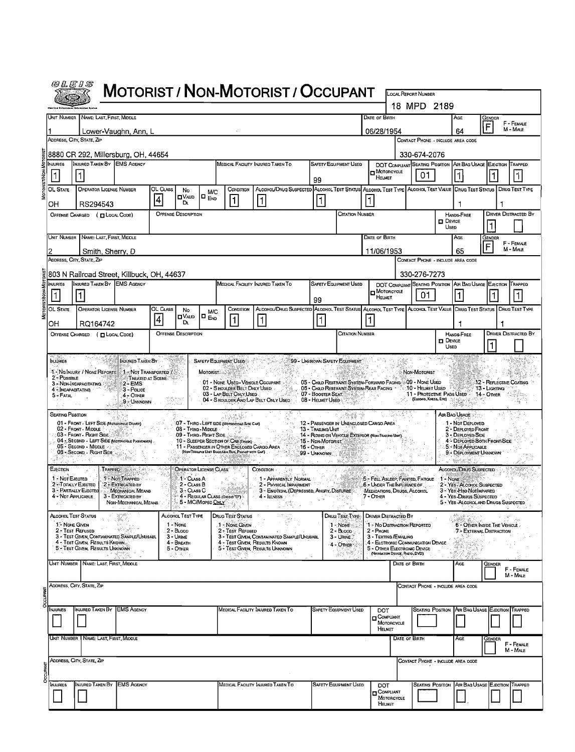# MOTORIST / NON-MOTORIST / OCCUPANT

OLEIS

**Local Report Number:** 18 MPD 2189

## Motorist/Non-Motorist

| Unit Number | Name: Last, First, Middle | Date of Birth | Age | Gender |
|---|---|---|---|---|
| 1 | Lower-Vaughn, Ann, L | 06/28/1954 | 64 | F |

| Address, City, State, Zip | Contact Phone - Include Area Code |
|---|---|
| 8880 CR 292, Millersburg, OH, 44654 | 330-674-2076 |

| Injuries | Injured Taken By | EMS Agency | Medical Facility Injured Taken To | Safety Equipment Used | DOT Compliant Motorcycle Helmet | Seating Position | Air Bag Usage | Ejection | Trapped |
|---|---|---|---|---|---|---|---|---|---|
| 1 | 1 | | | 99 | | 01 | 1 | 1 | 1 |

| OL State | Operator License Number | OL Class | No Valid DL | M/C End | Condition | Alcohol/Drug Suspected | Alcohol Test Status | Alcohol Test Type | Alcohol Test Value | Drug Test Status | Drug Test Type |
|---|---|---|---|---|---|---|---|---|---|---|---|
| OH | RS294543 | 4 | | | 1 | 1 | 1 | 1 | | 1 | 1 |

| Offense Charged (Local Code) | Offense Description | Citation Number | Hands-Free Device Used | Driver Distracted By |
|---|---|---|---|---|
| | | | | 1 |

## Motorist/Non-Motorist

| Unit Number | Name: Last, First, Middle | Date of Birth | Age | Gender |
|---|---|---|---|---|
| 2 | Smith, Sherry, D | 11/06/1953 | 65 | F |

| Address, City, State, Zip | Contact Phone - Include Area Code |
|---|---|
| 803 N Railroad Street, Killbuck, OH, 44637 | 330-276-7273 |

| Injuries | Injured Taken By | EMS Agency | Medical Facility Injured Taken To | Safety Equipment Used | DOT Compliant Motorcycle Helmet | Seating Position | Air Bag Usage | Ejection | Trapped |
|---|---|---|---|---|---|---|---|---|---|
| 1 | 1 | | | 99 | | 01 | 1 | 1 | 1 |

| OL State | Operator License Number | OL Class | No Valid DL | M/C End | Condition | Alcohol/Drug Suspected | Alcohol Test Status | Alcohol Test Type | Alcohol Test Value | Drug Test Status | Drug Test Type |
|---|---|---|---|---|---|---|---|---|---|---|---|
| OH | RQ164742 | 4 | | | 1 | 1 | 1 | 1 | | 1 | 1 |

| Offense Charged (Local Code) | Offense Description | Citation Number | Hands-Free Device Used | Driver Distracted By |
|---|---|---|---|---|
| | | | | 1 |

## Codes

**Injuries:** 1 - No Injury / None Reported; 2 - Possible; 3 - Non-Incapacitating; 4 - Incapacitating; 5 - Fatal

**Injured Taken By:** 1 - Not Transported / Treated at Scene; 2 - EMS; 3 - Police; 4 - Other; 9 - Unknown

**Safety Equipment Used:** 99 - Unknown Safety Equipment

Motorist: 01 - None Used - Vehicle Occupant; 02 - Shoulder Belt Only Used; 03 - Lap Belt Only Used; 04 - Shoulder and Lap Belt Only Used; 05 - Child Restraint System-Forward Facing; 06 - Child Restraint System-Rear Facing; 07 - Booster Seat; 08 - Helmet Used

Non-Motorist: 09 - None Used; 10 - Helmet Used; 11 - Protective Pads Used (Elbows, Knees, Etc); 12 - Reflective Coating; 13 - Lighting; 14 - Other

**Seating Position:** 01 - Front - Left Side (Motorcycle Driver); 02 - Front - Middle; 03 - Front - Right Side; 04 - Second - Left Side (Motorcycle Passenger); 05 - Second - Middle; 06 - Second - Right Side; 07 - Third - Left Side (Motorcycle Side Car); 08 - Third - Middle; 09 - Third - Right Side; 10 - Sleeper Section of Cab (Truck); 11 - Passenger in Other Enclosed Cargo Area (Non-Trailing Unit Such as a Bus, Pick-up with Cap); 12 - Passenger in Unenclosed Cargo Area; 13 - Trailing Unit; 14 - Riding on Vehicle Exterior (Non-Trailing Unit); 15 - Non-Motorist; 16 - Other; 99 - Unknown

**Air Bag Usage:** 1 - Not Deployed; 2 - Deployed Front; 3 - Deployed Side; 4 - Deployed Both Front/Side; 5 - Not Applicable; 9 - Deployment Unknown

**Ejection:** 1 - Not Ejected; 2 - Totally Ejected; 3 - Partially Ejected; 4 - Not Applicable

**Trapped:** 1 - Not Trapped; 2 - Extricated by Mechanical Means; 3 - Extricated by Non-Mechanical Means

**Operator License Class:** 1 - Class A; 2 - Class B; 3 - Class C; 4 - Regular Class (Ohio is "D"); 5 - MC/Moped Only

**Condition:** 1 - Apparently Normal; 2 - Physical Impairment; 3 - Emotional (Depressed, Angry, Disturbed); 4 - Illness; 5 - Fell Asleep, Fainted, Fatigue; 6 - Under the Influence of Medications, Drugs, Alcohol; 7 - Other

**Alcohol/Drug Suspected:** 1 - None; 2 - Yes - Alcohol Suspected; 3 - Yes - Hbd Not Impaired; 4 - Yes - Drugs Suspected; 5 - Yes - Alcohol and Drugs Suspected

**Alcohol Test Status:** 1 - None Given; 2 - Test Refused; 3 - Test Given, Contaminated Sample/Unusabl; 4 - Test Given, Results Known; 5 - Test Given, Results Unknown

**Alcohol Test Type:** 1 - None; 2 - Blood; 3 - Urine; 4 - Breath; 5 - Other

**Drug Test Status:** 1 - None Given; 2 - Test Refused; 3 - Test Given, Contaminated Sample/Unusabl; 4 - Test Given, Results Known; 5 - Test Given, Results Unknown

**Drug Test Type:** 1 - None; 2 - Blood; 3 - Urine; 4 - Other

**Driver Distracted By:** 1 - No Distraction Reported; 2 - Phone; 3 - Texting /Emailing; 4 - Electronic Communication Device; 5 - Other Electronic Device (Navigation Device, Radio, DVD); 6 - Other Inside the Vehicle; 7 - External Distraction

## Occupant

| Unit Number | Name: Last, First, Middle | Date of Birth | Age | Gender |
|---|---|---|---|---|
| | | | | |

| Address, City, State, Zip | Contact Phone - Include Area Code |
|---|---|
| | |

| Injuries | Injured Taken By | EMS Agency | Medical Facility Injured Taken To | Safety Equipment Used | DOT Compliant Motorcycle Helmet | Seating Position | Air Bag Usage | Ejection | Trapped |
|---|---|---|---|---|---|---|---|---|---|
| | | | | | | | | | |

## Occupant

| Unit Number | Name: Last, First, Middle | Date of Birth | Age | Gender |
|---|---|---|---|---|
| | | | | |

| Address, City, State, Zip | Contact Phone - Include Area Code |
|---|---|
| | |

| Injuries | Injured Taken By | EMS Agency | Medical Facility Injured Taken To | Safety Equipment Used | DOT Compliant Motorcycle Helmet | Seating Position | Air Bag Usage | Ejection | Trapped |
|---|---|---|---|---|---|---|---|---|---|
| | | | | | | | | | |